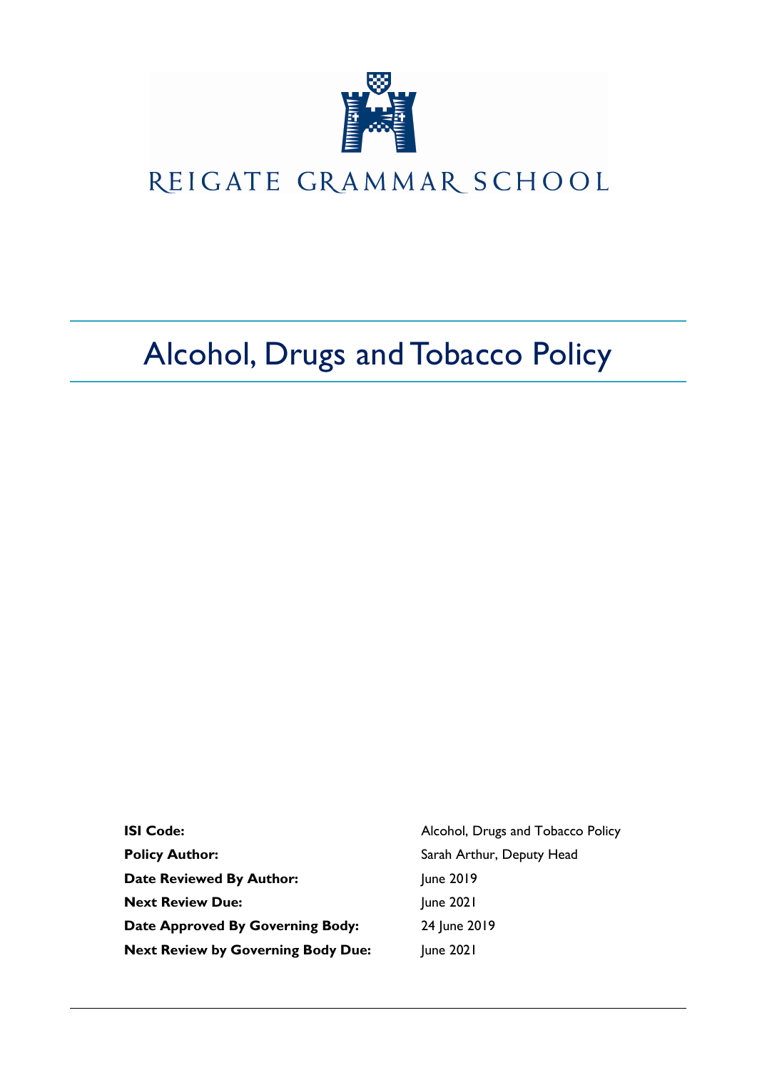REIGATE GRAMMAR SCHOOL

# Alcohol, Drugs and Tobacco Policy

| | |
|---|---|
| **ISI Code:** | Alcohol, Drugs and Tobacco Policy |
| **Policy Author:** | Sarah Arthur, Deputy Head |
| **Date Reviewed By Author:** | June 2019 |
| **Next Review Due:** | June 2021 |
| **Date Approved By Governing Body:** | 24 June 2019 |
| **Next Review by Governing Body Due:** | June 2021 |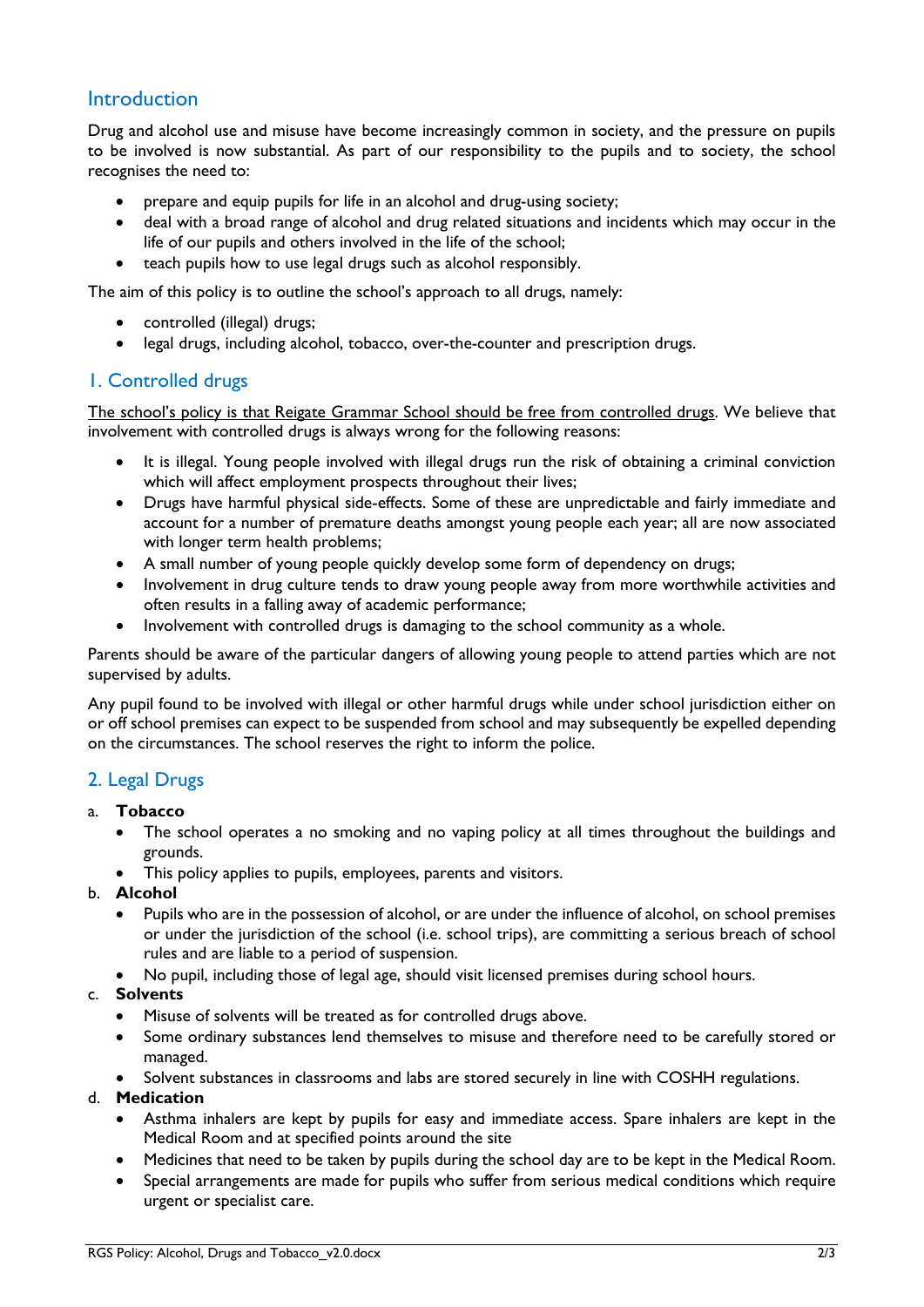## Introduction

Drug and alcohol use and misuse have become increasingly common in society, and the pressure on pupils to be involved is now substantial. As part of our responsibility to the pupils and to society, the school recognises the need to:

- prepare and equip pupils for life in an alcohol and drug-using society;
- deal with a broad range of alcohol and drug related situations and incidents which may occur in the life of our pupils and others involved in the life of the school;
- teach pupils how to use legal drugs such as alcohol responsibly.

The aim of this policy is to outline the school's approach to all drugs, namely:

- controlled (illegal) drugs;
- legal drugs, including alcohol, tobacco, over-the-counter and prescription drugs.

## 1. Controlled drugs

<u>The school's policy is that Reigate Grammar School should be free from controlled drugs</u>. We believe that involvement with controlled drugs is always wrong for the following reasons:

- It is illegal. Young people involved with illegal drugs run the risk of obtaining a criminal conviction which will affect employment prospects throughout their lives;
- Drugs have harmful physical side-effects. Some of these are unpredictable and fairly immediate and account for a number of premature deaths amongst young people each year; all are now associated with longer term health problems;
- A small number of young people quickly develop some form of dependency on drugs;
- Involvement in drug culture tends to draw young people away from more worthwhile activities and often results in a falling away of academic performance;
- Involvement with controlled drugs is damaging to the school community as a whole.

Parents should be aware of the particular dangers of allowing young people to attend parties which are not supervised by adults.

Any pupil found to be involved with illegal or other harmful drugs while under school jurisdiction either on or off school premises can expect to be suspended from school and may subsequently be expelled depending on the circumstances. The school reserves the right to inform the police.

## 2. Legal Drugs

a. **Tobacco**
   - The school operates a no smoking and no vaping policy at all times throughout the buildings and grounds.
   - This policy applies to pupils, employees, parents and visitors.

b. **Alcohol**
   - Pupils who are in the possession of alcohol, or are under the influence of alcohol, on school premises or under the jurisdiction of the school (i.e. school trips), are committing a serious breach of school rules and are liable to a period of suspension.
   - No pupil, including those of legal age, should visit licensed premises during school hours.

c. **Solvents**
   - Misuse of solvents will be treated as for controlled drugs above.
   - Some ordinary substances lend themselves to misuse and therefore need to be carefully stored or managed.
   - Solvent substances in classrooms and labs are stored securely in line with COSHH regulations.

d. **Medication**
   - Asthma inhalers are kept by pupils for easy and immediate access. Spare inhalers are kept in the Medical Room and at specified points around the site
   - Medicines that need to be taken by pupils during the school day are to be kept in the Medical Room.
   - Special arrangements are made for pupils who suffer from serious medical conditions which require urgent or specialist care.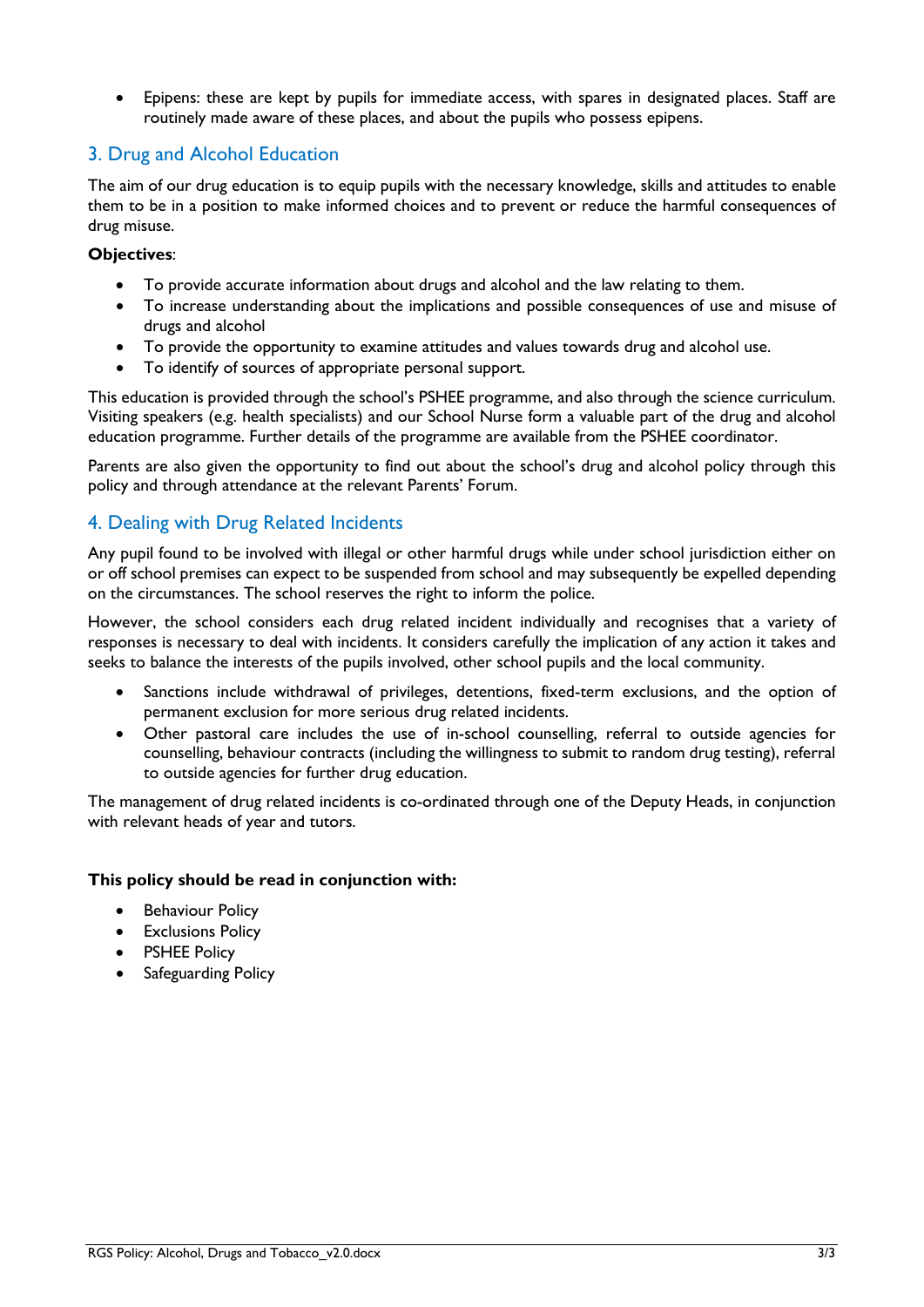- Epipens: these are kept by pupils for immediate access, with spares in designated places. Staff are routinely made aware of these places, and about the pupils who possess epipens.

## 3. Drug and Alcohol Education

The aim of our drug education is to equip pupils with the necessary knowledge, skills and attitudes to enable them to be in a position to make informed choices and to prevent or reduce the harmful consequences of drug misuse.

**Objectives**:

- To provide accurate information about drugs and alcohol and the law relating to them.
- To increase understanding about the implications and possible consequences of use and misuse of drugs and alcohol
- To provide the opportunity to examine attitudes and values towards drug and alcohol use.
- To identify of sources of appropriate personal support.

This education is provided through the school's PSHEE programme, and also through the science curriculum. Visiting speakers (e.g. health specialists) and our School Nurse form a valuable part of the drug and alcohol education programme. Further details of the programme are available from the PSHEE coordinator.

Parents are also given the opportunity to find out about the school's drug and alcohol policy through this policy and through attendance at the relevant Parents' Forum.

## 4. Dealing with Drug Related Incidents

Any pupil found to be involved with illegal or other harmful drugs while under school jurisdiction either on or off school premises can expect to be suspended from school and may subsequently be expelled depending on the circumstances. The school reserves the right to inform the police.

However, the school considers each drug related incident individually and recognises that a variety of responses is necessary to deal with incidents. It considers carefully the implication of any action it takes and seeks to balance the interests of the pupils involved, other school pupils and the local community.

- Sanctions include withdrawal of privileges, detentions, fixed-term exclusions, and the option of permanent exclusion for more serious drug related incidents.
- Other pastoral care includes the use of in-school counselling, referral to outside agencies for counselling, behaviour contracts (including the willingness to submit to random drug testing), referral to outside agencies for further drug education.

The management of drug related incidents is co-ordinated through one of the Deputy Heads, in conjunction with relevant heads of year and tutors.

**This policy should be read in conjunction with:**

- Behaviour Policy
- Exclusions Policy
- PSHEE Policy
- Safeguarding Policy